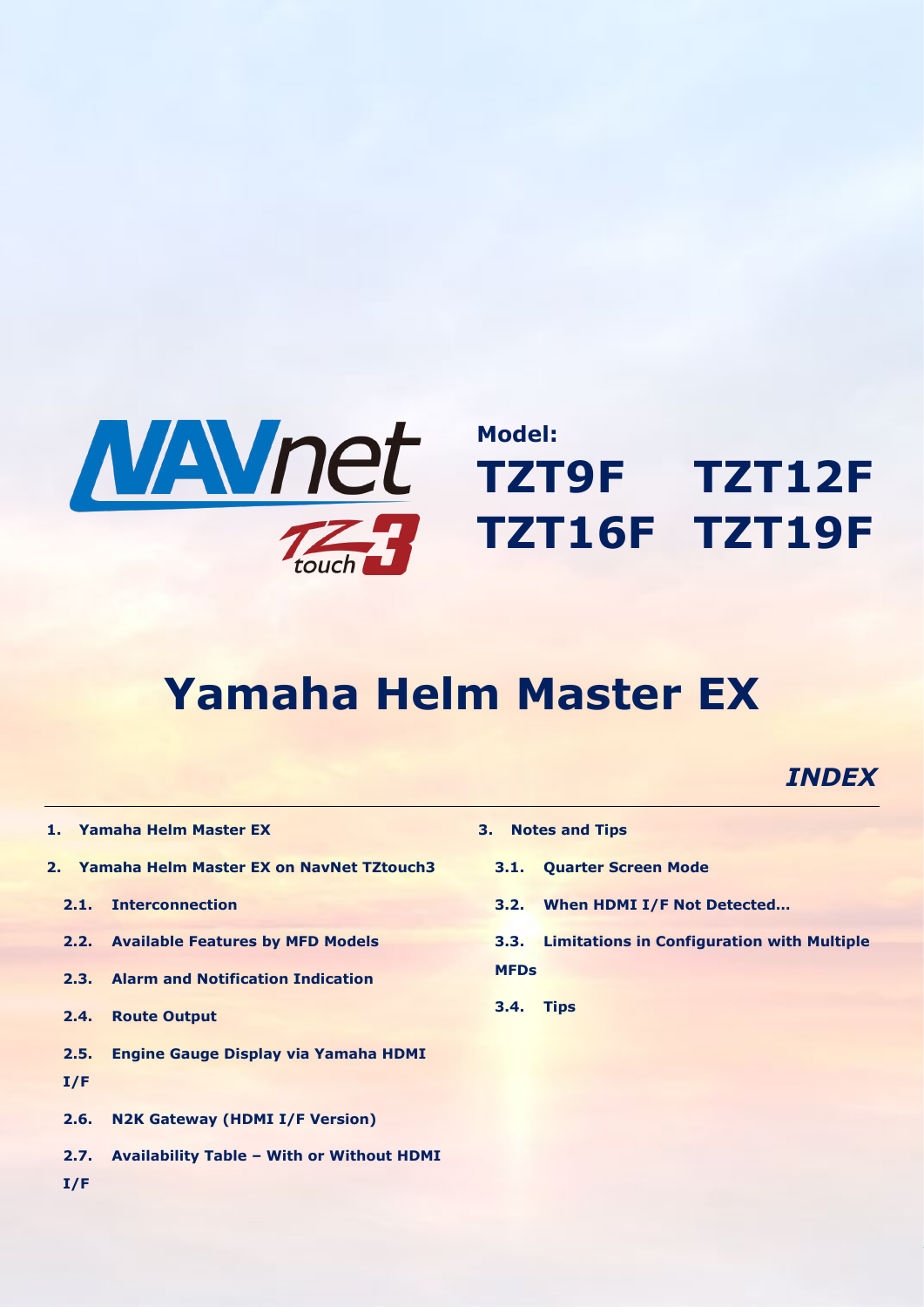NAVnet TZtouch3

**Model:**

**TZT9F TZT12F**
**TZT16F TZT19F**

# Yamaha Helm Master EX

*INDEX*

1. **Yamaha Helm Master EX**
2. **Yamaha Helm Master EX on NavNet TZtouch3**
   - **2.1. Interconnection**
   - **2.2. Available Features by MFD Models**
   - **2.3. Alarm and Notification Indication**
   - **2.4. Route Output**
   - **2.5. Engine Gauge Display via Yamaha HDMI I/F**
   - **2.6. N2K Gateway (HDMI I/F Version)**
   - **2.7. Availability Table – With or Without HDMI I/F**
3. **Notes and Tips**
   - **3.1. Quarter Screen Mode**
   - **3.2. When HDMI I/F Not Detected…**
   - **3.3. Limitations in Configuration with Multiple MFDs**
   - **3.4. Tips**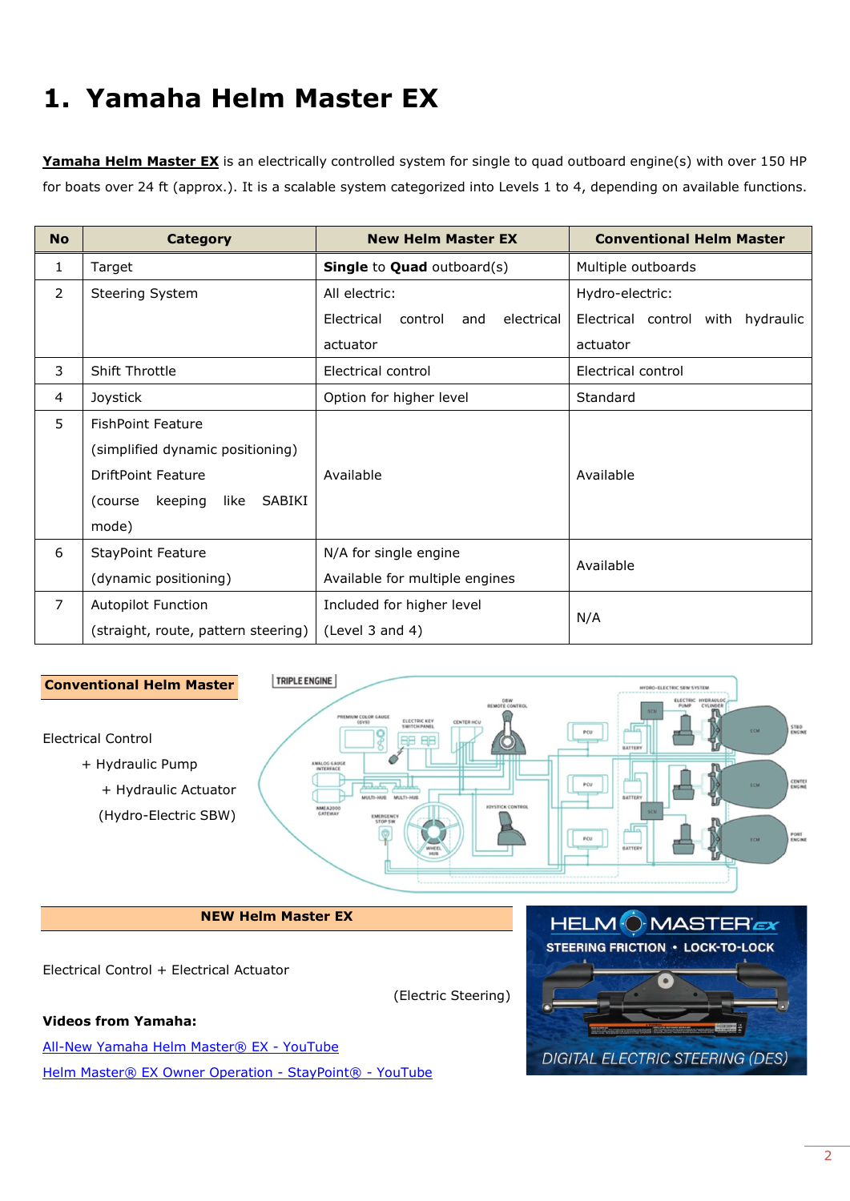# 1. Yamaha Helm Master EX

**Yamaha Helm Master EX** is an electrically controlled system for single to quad outboard engine(s) with over 150 HP for boats over 24 ft (approx.). It is a scalable system categorized into Levels 1 to 4, depending on available functions.

| No | Category | New Helm Master EX | Conventional Helm Master |
|---|---|---|---|
| 1 | Target | **Single** to **Quad** outboard(s) | Multiple outboards |
| 2 | Steering System | All electric: Electrical control and electrical actuator | Hydro-electric: Electrical control with hydraulic actuator |
| 3 | Shift Throttle | Electrical control | Electrical control |
| 4 | Joystick | Option for higher level | Standard |
| 5 | FishPoint Feature (simplified dynamic positioning) DriftPoint Feature (course keeping like SABIKI mode) | Available | Available |
| 6 | StayPoint Feature (dynamic positioning) | N/A for single engine<br>Available for multiple engines | Available |
| 7 | Autopilot Function (straight, route, pattern steering) | Included for higher level (Level 3 and 4) | N/A |

**Conventional Helm Master**

Electrical Control
+ Hydraulic Pump
+ Hydraulic Actuator
(Hydro-Electric SBW)

**NEW Helm Master EX**

Electrical Control + Electrical Actuator

(Electric Steering)

**Videos from Yamaha:**

All-New Yamaha Helm Master® EX - YouTube

Helm Master® EX Owner Operation - StayPoint® - YouTube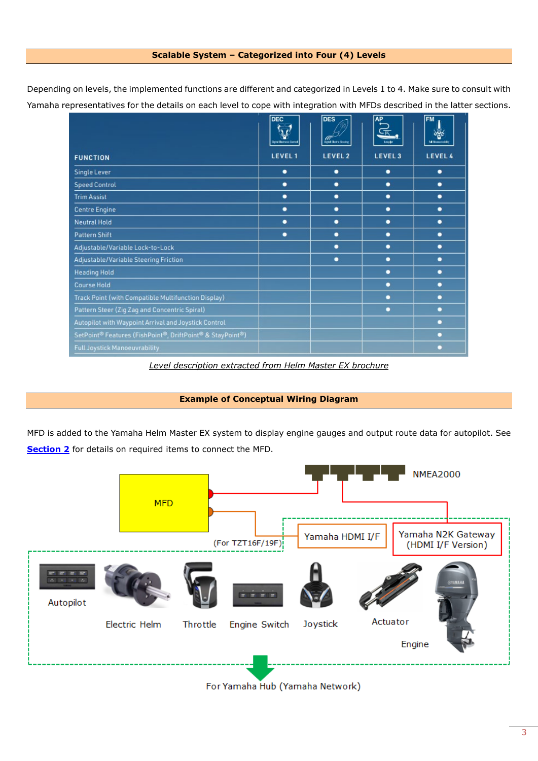## Scalable System – Categorized into Four (4) Levels

Depending on levels, the implemented functions are different and categorized in Levels 1 to 4. Make sure to consult with Yamaha representatives for the details on each level to cope with integration with MFDs described in the latter sections.

| FUNCTION | DEC LEVEL 1 | DES LEVEL 2 | AP LEVEL 3 | FM LEVEL 4 |
|---|---|---|---|---|
| Single Lever | ● | ● | ● | ● |
| Speed Control | ● | ● | ● | ● |
| Trim Assist | ● | ● | ● | ● |
| Centre Engine | ● | ● | ● | ● |
| Neutral Hold | ● | ● | ● | ● |
| Pattern Shift | ● | ● | ● | ● |
| Adjustable/Variable Lock-to-Lock | | ● | ● | ● |
| Adjustable/Variable Steering Friction | | ● | ● | ● |
| Heading Hold | | | ● | ● |
| Course Hold | | | ● | ● |
| Track Point (with Compatible Multifunction Display) | | | ● | ● |
| Pattern Steer (Zig Zag and Concentric Spiral) | | | ● | ● |
| Autopilot with Waypoint Arrival and Joystick Control | | | | ● |
| SetPoint® Features (FishPoint®, DriftPoint® & StayPoint®) | | | | ● |
| Full Joystick Manoeuvrability | | | | ● |

*Level description extracted from Helm Master EX brochure*

## Example of Conceptual Wiring Diagram

MFD is added to the Yamaha Helm Master EX system to display engine gauges and output route data for autopilot. See **Section 2** for details on required items to connect the MFD.

MFD

NMEA2000

(For TZT16F/19F)

Yamaha HDMI I/F

Yamaha N2K Gateway (HDMI I/F Version)

Autopilot

Electric Helm

Throttle

Engine Switch

Joystick

Actuator

Engine

For Yamaha Hub (Yamaha Network)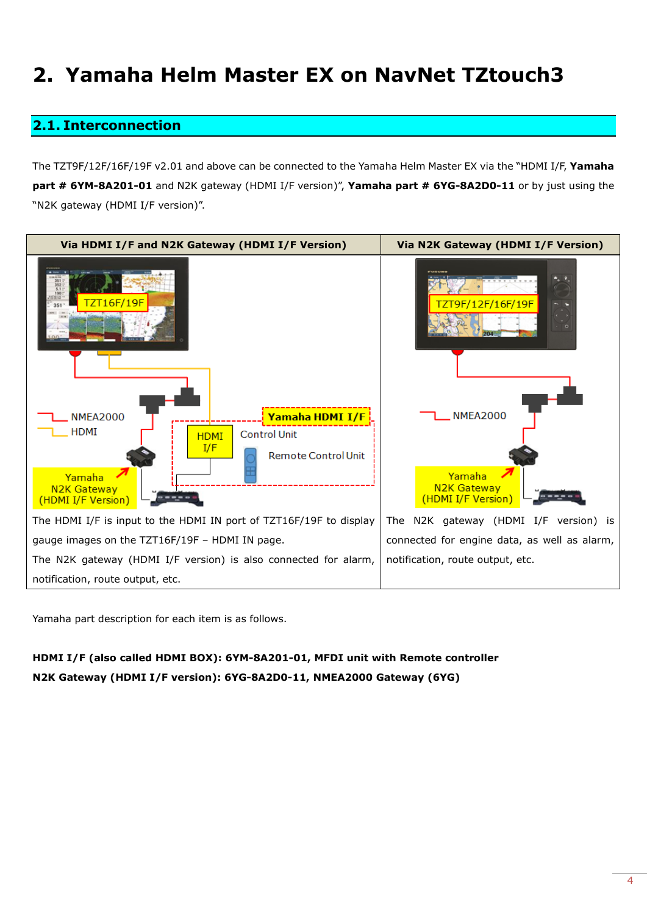# 2. Yamaha Helm Master EX on NavNet TZtouch3

## 2.1. Interconnection

The TZT9F/12F/16F/19F v2.01 and above can be connected to the Yamaha Helm Master EX via the "HDMI I/F, **Yamaha part # 6YM-8A201-01** and N2K gateway (HDMI I/F version)", **Yamaha part # 6YG-8A2D0-11** or by just using the "N2K gateway (HDMI I/F version)".

| Via HDMI I/F and N2K Gateway (HDMI I/F Version) | Via N2K Gateway (HDMI I/F Version) |
|---|---|
| TZT16F/19F<br>NMEA2000<br>HDMI<br>Yamaha HDMI I/F<br>HDMI I/F<br>Control Unit<br>Remote Control Unit<br>Yamaha N2K Gateway (HDMI I/F Version) | TZT9F/12F/16F/19F<br>NMEA2000<br>Yamaha N2K Gateway (HDMI I/F Version) |
| The HDMI I/F is input to the HDMI IN port of TZT16F/19F to display gauge images on the TZT16F/19F – HDMI IN page.<br>The N2K gateway (HDMI I/F version) is also connected for alarm, notification, route output, etc. | The N2K gateway (HDMI I/F version) is connected for engine data, as well as alarm, notification, route output, etc. |

Yamaha part description for each item is as follows.

**HDMI I/F (also called HDMI BOX): 6YM-8A201-01, MFDI unit with Remote controller**

**N2K Gateway (HDMI I/F version): 6YG-8A2D0-11, NMEA2000 Gateway (6YG)**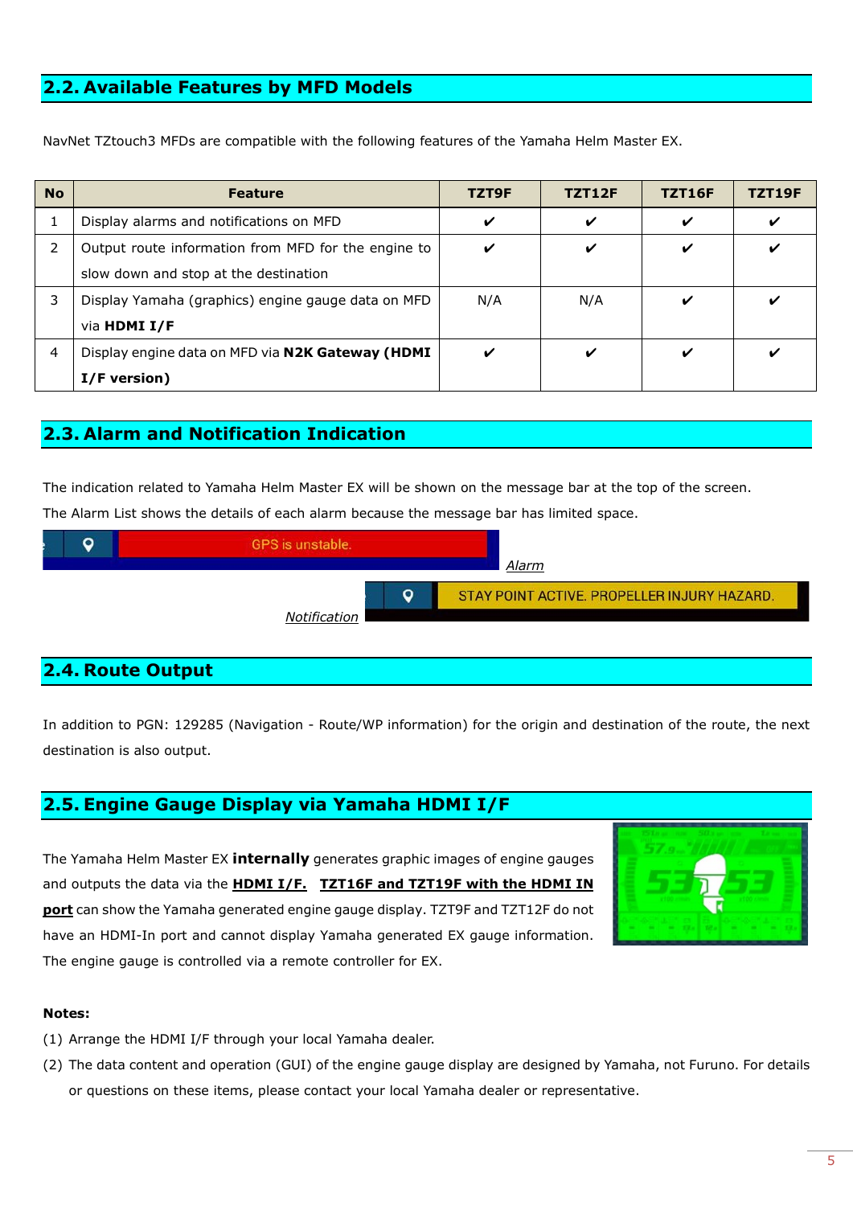## 2.2. Available Features by MFD Models

NavNet TZtouch3 MFDs are compatible with the following features of the Yamaha Helm Master EX.

| No | Feature | TZT9F | TZT12F | TZT16F | TZT19F |
|---|---|---|---|---|---|
| 1 | Display alarms and notifications on MFD | ✔ | ✔ | ✔ | ✔ |
| 2 | Output route information from MFD for the engine to slow down and stop at the destination | ✔ | ✔ | ✔ | ✔ |
| 3 | Display Yamaha (graphics) engine gauge data on MFD via **HDMI I/F** | N/A | N/A | ✔ | ✔ |
| 4 | Display engine data on MFD via **N2K Gateway (HDMI I/F version)** | ✔ | ✔ | ✔ | ✔ |

## 2.3. Alarm and Notification Indication

The indication related to Yamaha Helm Master EX will be shown on the message bar at the top of the screen.

The Alarm List shows the details of each alarm because the message bar has limited space.

GPS is unstable.

*Alarm*

STAY POINT ACTIVE. PROPELLER INJURY HAZARD.

*Notification*

## 2.4. Route Output

In addition to PGN: 129285 (Navigation - Route/WP information) for the origin and destination of the route, the next destination is also output.

## 2.5. Engine Gauge Display via Yamaha HDMI I/F

The Yamaha Helm Master EX **internally** generates graphic images of engine gauges and outputs the data via the **HDMI I/F.** **TZT16F and TZT19F with the HDMI IN port** can show the Yamaha generated engine gauge display. TZT9F and TZT12F do not have an HDMI-In port and cannot display Yamaha generated EX gauge information. The engine gauge is controlled via a remote controller for EX.

**Notes:**

(1) Arrange the HDMI I/F through your local Yamaha dealer.

(2) The data content and operation (GUI) of the engine gauge display are designed by Yamaha, not Furuno. For details or questions on these items, please contact your local Yamaha dealer or representative.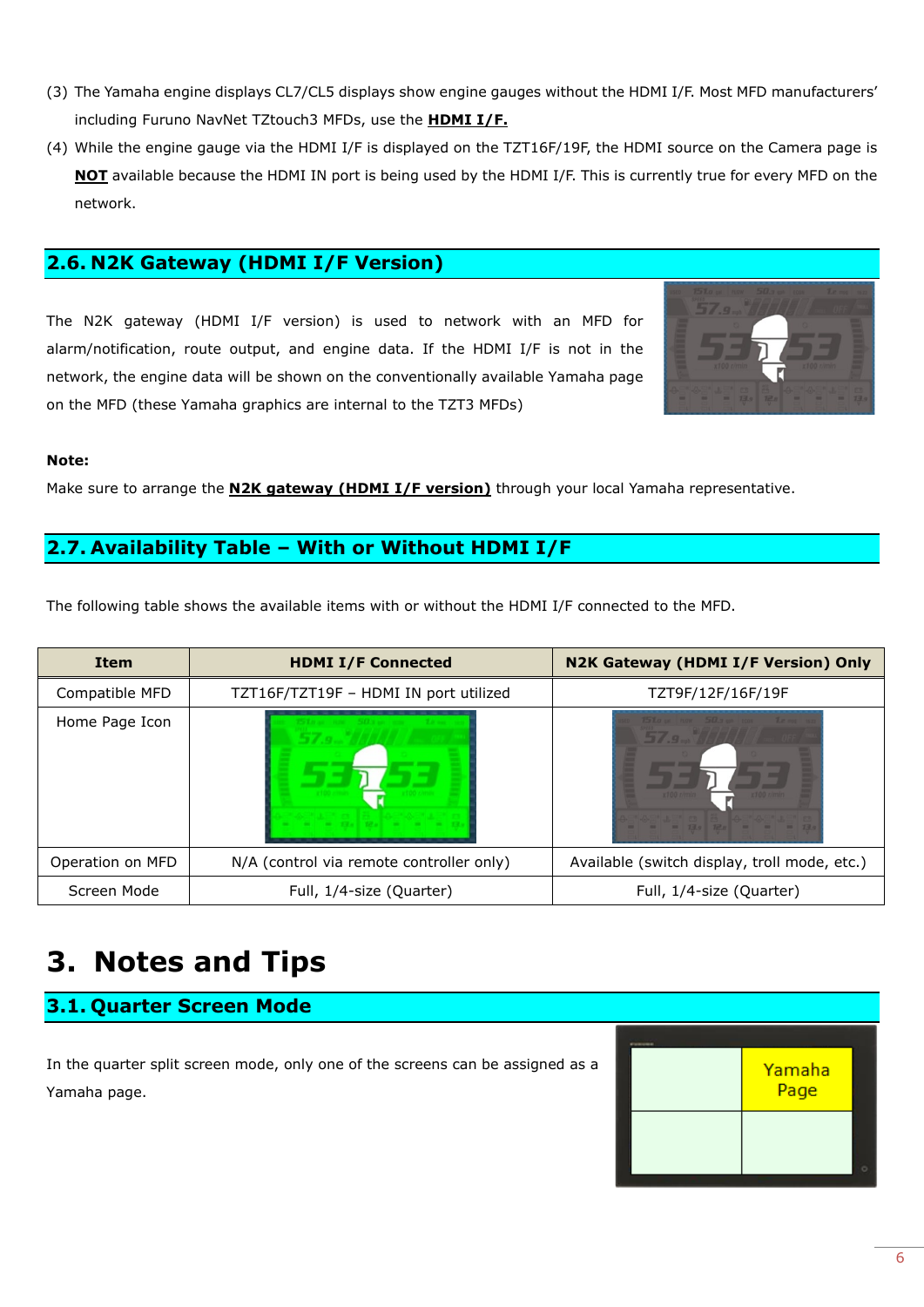(3) The Yamaha engine displays CL7/CL5 displays show engine gauges without the HDMI I/F. Most MFD manufacturers' including Furuno NavNet TZtouch3 MFDs, use the **HDMI I/F.**

(4) While the engine gauge via the HDMI I/F is displayed on the TZT16F/19F, the HDMI source on the Camera page is **NOT** available because the HDMI IN port is being used by the HDMI I/F. This is currently true for every MFD on the network.

## 2.6. N2K Gateway (HDMI I/F Version)

The N2K gateway (HDMI I/F version) is used to network with an MFD for alarm/notification, route output, and engine data. If the HDMI I/F is not in the network, the engine data will be shown on the conventionally available Yamaha page on the MFD (these Yamaha graphics are internal to the TZT3 MFDs)

**Note:**

Make sure to arrange the **N2K gateway (HDMI I/F version)** through your local Yamaha representative.

## 2.7. Availability Table – With or Without HDMI I/F

The following table shows the available items with or without the HDMI I/F connected to the MFD.

| Item | HDMI I/F Connected | N2K Gateway (HDMI I/F Version) Only |
|---|---|---|
| Compatible MFD | TZT16F/TZT19F – HDMI IN port utilized | TZT9F/12F/16F/19F |
| Home Page Icon | | |
| Operation on MFD | N/A (control via remote controller only) | Available (switch display, troll mode, etc.) |
| Screen Mode | Full, 1/4-size (Quarter) | Full, 1/4-size (Quarter) |

# 3. Notes and Tips

## 3.1. Quarter Screen Mode

In the quarter split screen mode, only one of the screens can be assigned as a Yamaha page.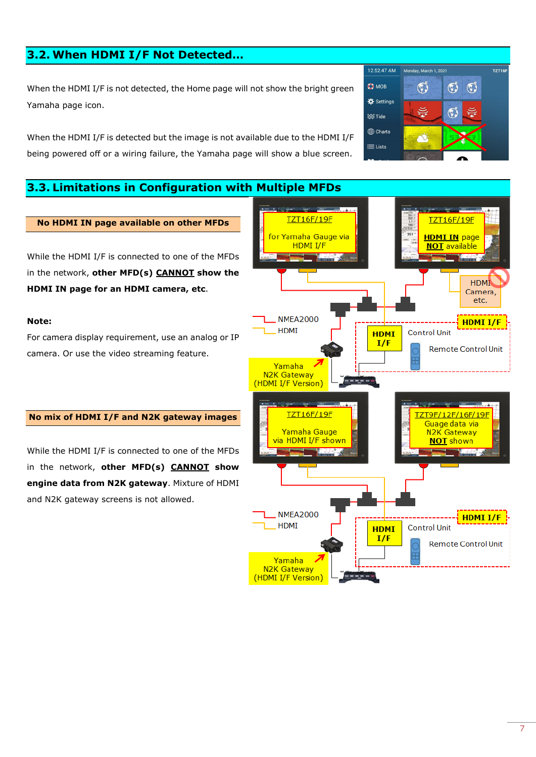## 3.2. When HDMI I/F Not Detected…

When the HDMI I/F is not detected, the Home page will not show the bright green Yamaha page icon.

When the HDMI I/F is detected but the image is not available due to the HDMI I/F being powered off or a wiring failure, the Yamaha page will show a blue screen.

## 3.3. Limitations in Configuration with Multiple MFDs

### No HDMI IN page available on other MFDs

While the HDMI I/F is connected to one of the MFDs in the network, **other MFD(s) <u>CANNOT</u> show the HDMI IN page for an HDMI camera, etc**.

**Note:**

For camera display requirement, use an analog or IP camera. Or use the video streaming feature.

### No mix of HDMI I/F and N2K gateway images

While the HDMI I/F is connected to one of the MFDs in the network, **other MFD(s) <u>CANNOT</u> show engine data from N2K gateway**. Mixture of HDMI and N2K gateway screens is not allowed.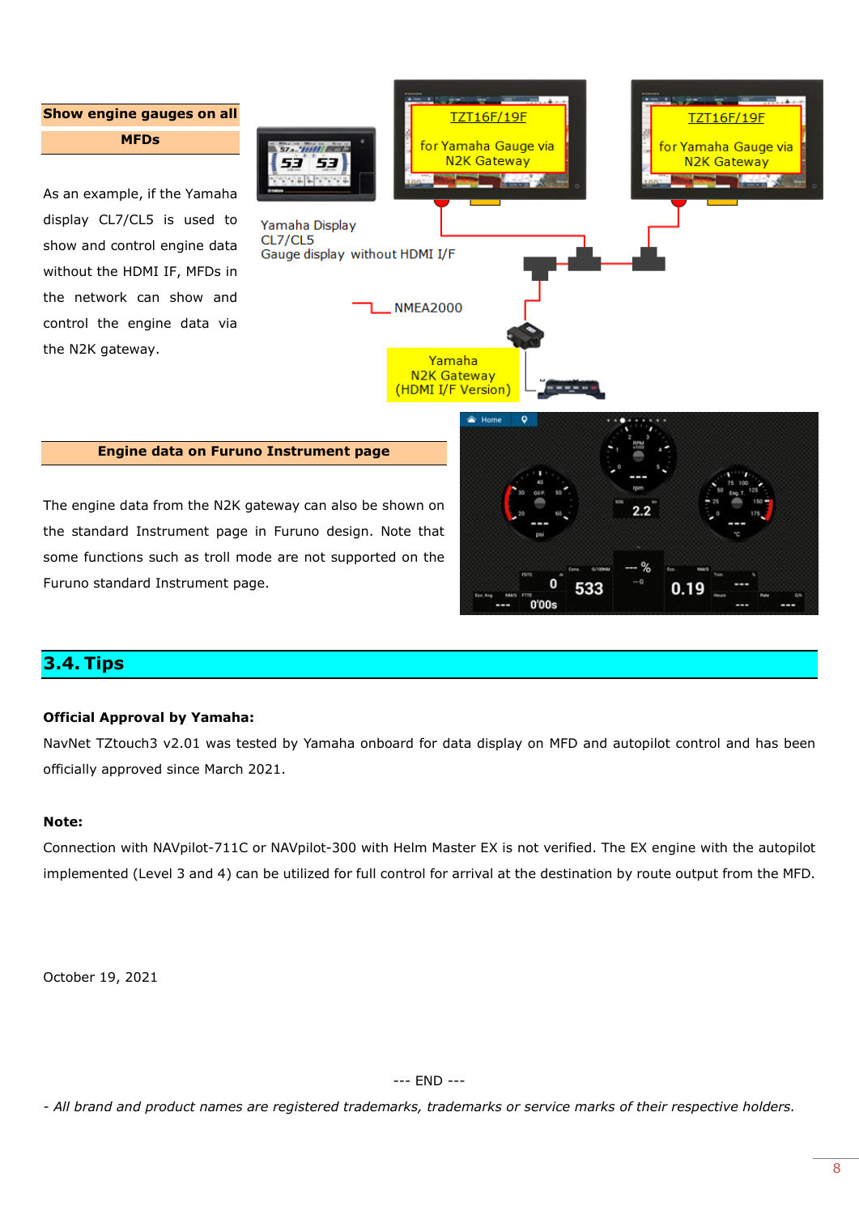**Show engine gauges on all MFDs**

As an example, if the Yamaha display CL7/CL5 is used to show and control engine data without the HDMI IF, MFDs in the network can show and control the engine data via the N2K gateway.

TZT16F/19F
for Yamaha Gauge via N2K Gateway

TZT16F/19F
for Yamaha Gauge via N2K Gateway

Yamaha Display
CL7/CL5
Gauge display without HDMI I/F

NMEA2000

Yamaha
N2K Gateway
(HDMI I/F Version)

**Engine data on Furuno Instrument page**

The engine data from the N2K gateway can also be shown on the standard Instrument page in Furuno design. Note that some functions such as troll mode are not supported on the Furuno standard Instrument page.

## 3.4. Tips

**Official Approval by Yamaha:**

NavNet TZtouch3 v2.01 was tested by Yamaha onboard for data display on MFD and autopilot control and has been officially approved since March 2021.

**Note:**

Connection with NAVpilot-711C or NAVpilot-300 with Helm Master EX is not verified. The EX engine with the autopilot implemented (Level 3 and 4) can be utilized for full control for arrival at the destination by route output from the MFD.

October 19, 2021

--- END ---

*- All brand and product names are registered trademarks, trademarks or service marks of their respective holders.*